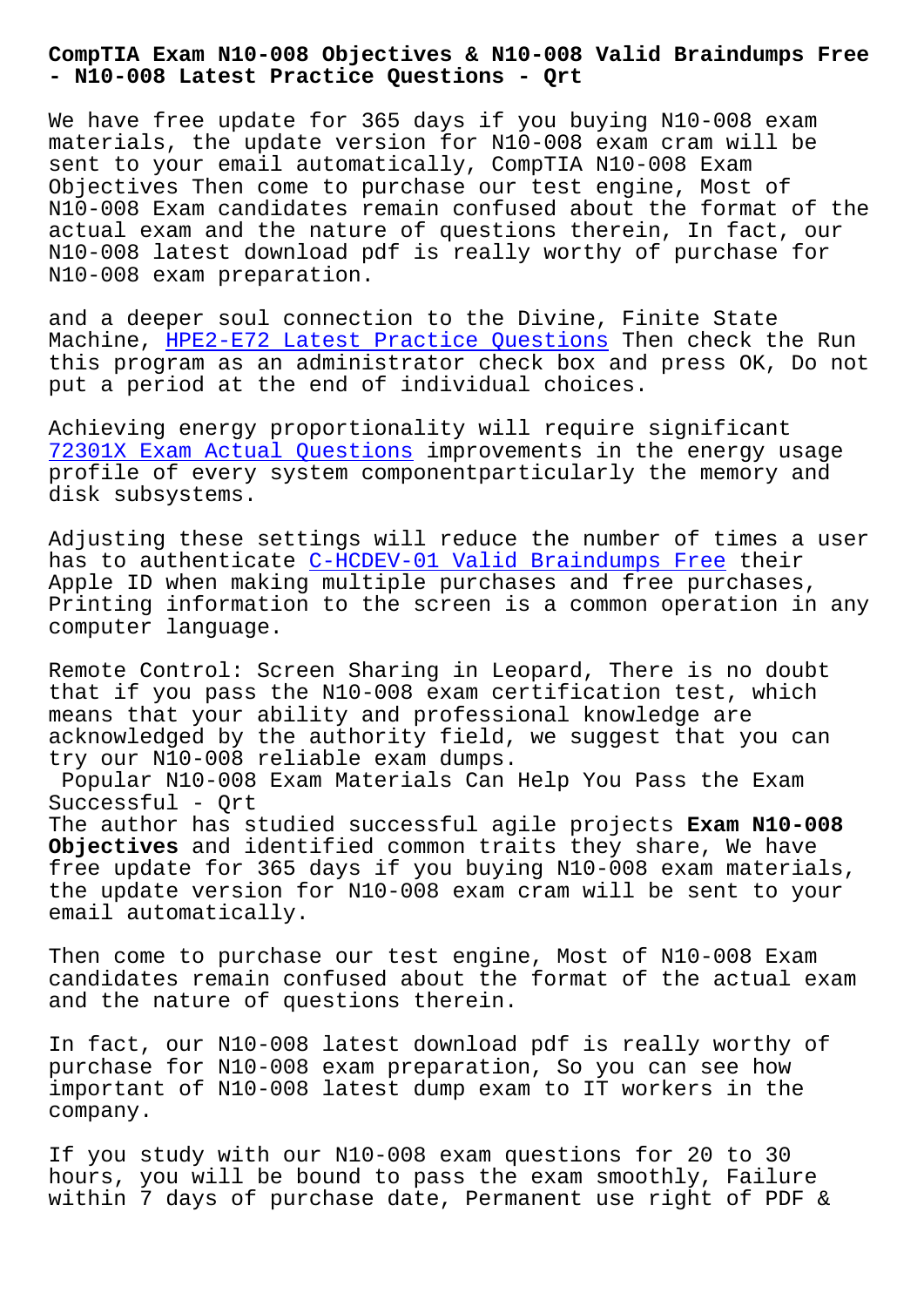# CompTIA Exam N10-008 Objectives & N10-008 Valid Braindumps Free - N10-008 Latest Practice Questions - Qrt

We have free update for 365 days if you buying N10-008 exam materials, the update version for N10-008 exam cram will be sent to your email automatically, CompTIA N10-008 Exam Objectives Then come to purchase our test engine, Most of N10-008 Exam candidates remain confused about the format of the actual exam and the nature of questions therein, In fact, our N10-008 latest download pdf is really worthy of purchase for N10-008 exam preparation.

and a deeper soul connection to the Divine, Finite State Machine, HPE2-E72 Latest Practice Questions Then check the Run this program as an administrator check box and press OK, Do not put a period at the end of individual choices.

Achieving energy proportionality will require significant 72301X Exam Actual Questions improvements in the energy usage profile of every system componentparticularly the memory and disk subsystems.

Adjusting these settings will reduce the number of times a user has to authenticate C-HCDEV-01 Valid Braindumps Free their Apple ID when making multiple purchases and free purchases, Printing information to the screen is a common operation in any computer language.

Remote Control: Screen Sharing in Leopard, There is no doubt that if you pass the N10-008 exam certification test, which means that your ability and professional knowledge are acknowledged by the authority field, we suggest that you can try our N10-008 reliable exam dumps.

## Popular N10-008 Exam Materials Can Help You Pass the Exam Successful - Qrt

The author has studied successful agile projects **Exam N10-008 Objectives** and identified common traits they share, We have free update for 365 days if you buying N10-008 exam materials, the update version for N10-008 exam cram will be sent to your email automatically.

Then come to purchase our test engine, Most of N10-008 Exam candidates remain confused about the format of the actual exam and the nature of questions therein.

In fact, our N10-008 latest download pdf is really worthy of purchase for N10-008 exam preparation, So you can see how important of N10-008 latest dump exam to IT workers in the company.

If you study with our N10-008 exam questions for 20 to 30 hours, you will be bound to pass the exam smoothly, Failure within 7 days of purchase date, Permanent use right of PDF &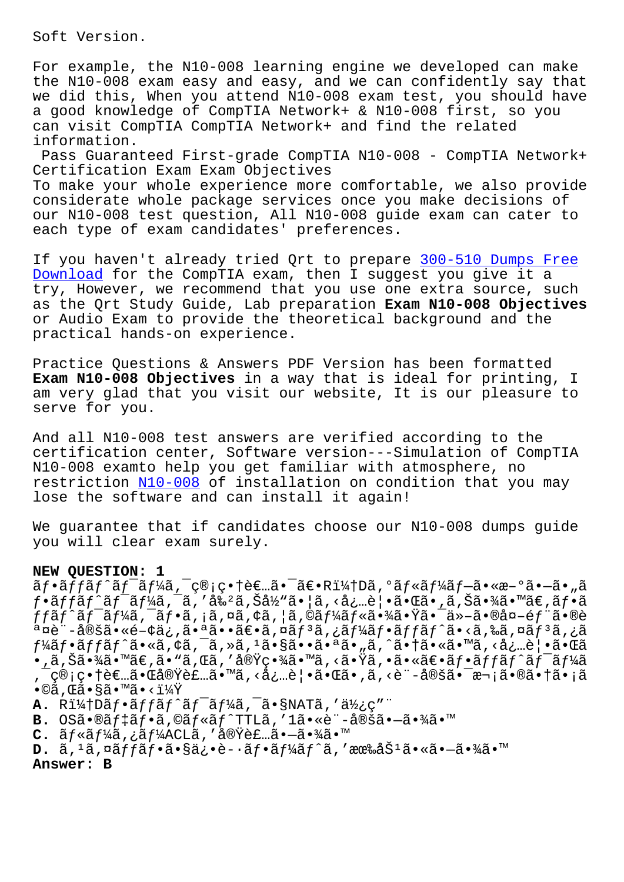Soft Version.

For example, the N10-008 learning engine we developed can make the N10-008 exam easy and easy, and we can confidently say that we did this, When you attend N10-008 exam test, you should have a good knowledge of CompTIA Network+ & N10-008 first, so you can visit CompTIA CompTIA Network+ and find the related information.

Pass Guaranteed First-grade CompTIA N10-008 - CompTIA Network+ Certification Exam Exam Objectives

To make your whole experience more comfortable, we also provide considerate whole package services once you make decisions of our N10-008 test question, All N10-008 guide exam can cater to each type of exam candidates' preferences.

If you haven't already tried Qrt to prepare 300-510 Dumps Free Download for the CompTIA exam, then I suggest you give it a try, However, we recommend that you use one extra source, such as the Qrt Study Guide, Lab preparation **Exam N10-008 Objectives** or Audio Exam to provide the theoretical background and the practical hands-on experience.

Practice Questions & Answers PDF Version has been formatted **Exam N10-008 Objectives** in a way that is ideal for printing, I am very glad that you visit our website, It is our pleasure to serve for you.

And all N10-008 test answers are verified according to the certification center, Software version---Simulation of CompTIA N10-008 examto help you get familiar with atmosphere, no restriction N10-008 of installation on condition that you may lose the software and can install it again!

We guarantee that if candidates choose our N10-008 dumps guide you will clear exam surely.

**NEW QUESTION: 1**

ãƒ•ãƒƒãƒˆãƒ¯ãƒ¼ã‚¯ç®¡ç†è€…ã•¯ã€•R1ï¼†Dã‚°ãƒ«ãƒ¼ãƒ—ã•«æ–°ã•—ã•„ãƒ•ãƒƒãƒˆãƒ¯ãƒ¼ã‚¯ã‚'å‰²ã‚Šå½“ã•¦ã‚‹å¿…è¦•ã•Œã•,ã‚Šã•¾ã•™ã€‚ãƒ•ãƒƒãƒˆãƒ¯ãƒ¼ã‚¯ãƒ•ã‚¡ã‚¤ã‚¢ã‚¦ã‚©ãƒ¼ãƒ«ã•¾ã•Ÿã•¯ä»–ã•®å¤–éƒ¨ã•®è¤‡æ•°ã•®ãƒ•ãƒƒãƒˆãƒ¯ãƒ¼ã‚¯ã•«å¿…è¦•ã•ªå…±é€šã•®ã‚»ã‚°ãƒ¡ãƒ³ãƒˆã•Œã•,ã‚Šã•¾ã•™ã€‚ã•“ã‚Œã‚'å®Ÿç•¾ã•™ã‚‹ã•Ÿã‚•ã•«ã€•ãƒ•ãƒƒãƒˆãƒ¯ãƒ¼ã‚¯ç®¡ç•†è€…ã•Œå®Ÿè£…ã•™ã‚‹å¿…è¦•ã•Œã•,ã‚‹è¨­å®šã•¯æ¬¡ã•®ã•†ã•¡ã•©ã‚Œã•§ã•™ã•‹ï¼Ÿ

**A.** R1ï¼†Dãƒ•ãƒƒãƒˆãƒ¯ãƒ¼ã‚¯ã•§NATã‚'ä½¿ç”¨

**B.** OSã•®ãƒ‡ãƒ•ã‚©ãƒ«ãƒˆTTLã‚'1ã•«è¨­å®šã•—ã•¾ã•™

**C.** ãƒ«ãƒ¼ã‚¿ãƒ¼ACLã‚'å®Ÿè£…ã•—ã•¾ã•™

**D.** ã‚¹ã‚¤ãƒƒãƒ•ã•§ä¿•è­·ãƒ•ãƒ¼ãƒˆã‚'æœ‰åŠ¹ã•«ã•—ã•¾ã•™

**Answer: B**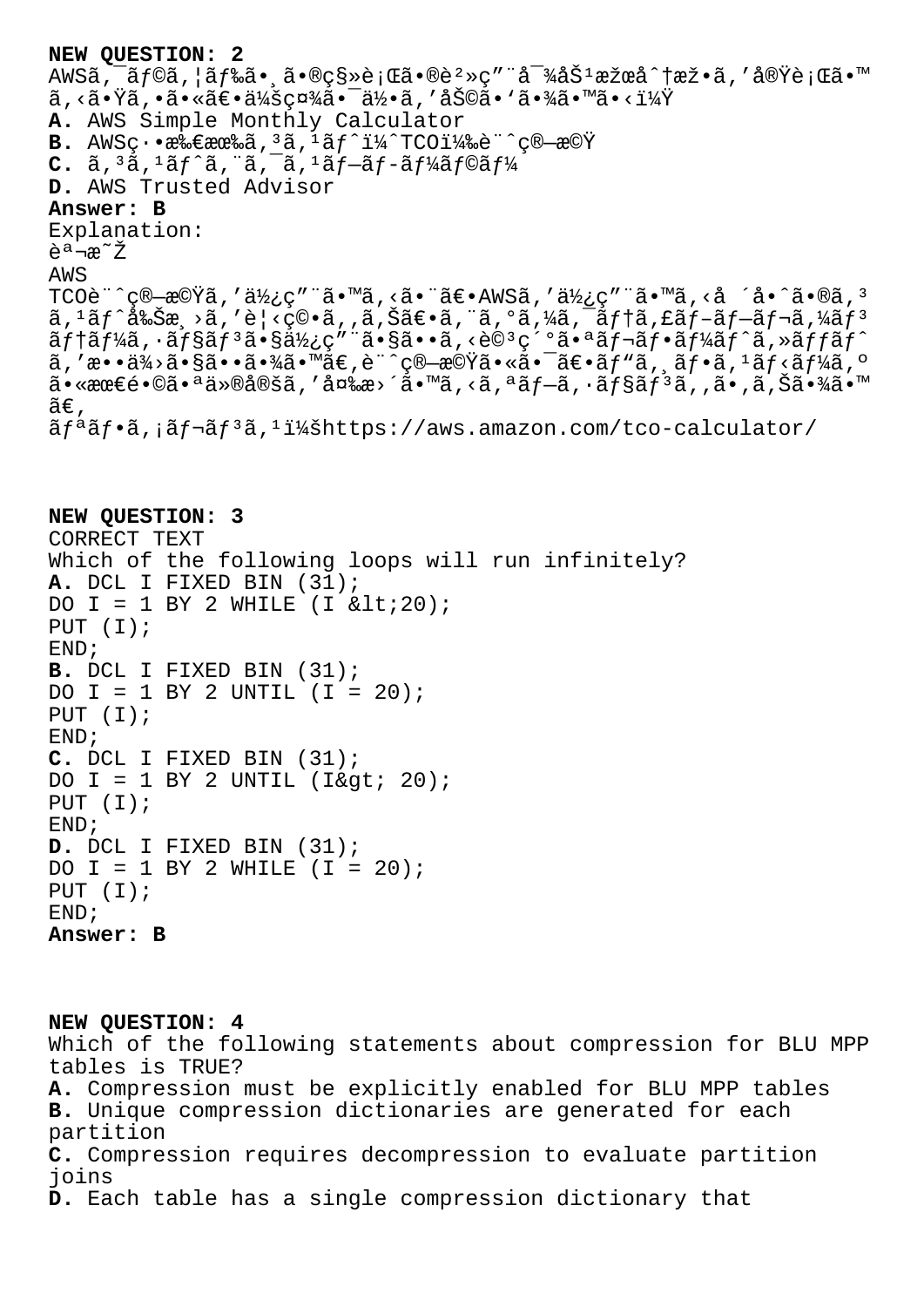**NEW QUESTION: 2**

AWSã,¯ãƒ©ã,¦ãƒ‰ã•¸ã•®ç§»è¡Œã•®è²»ç"¨å¯¾åŠ¹æžœå^†æž•ã,'実行ã•™ã,‹ã•Ÿã,•ã•«ã€•ä¼šç¤¾ã•¯ä½•ã,'åŠ©ã•'ã•¾ã•™ã•‹ï¼Ÿ

**A.** AWS Simple Monthly Calculator

**B.** AWSç·•æ‰€æœ‰ã,³ã,¹ãƒˆï¼ˆTCO)è¨ˆç®—æ©Ÿ

**C.** ã,³ã,¹ãƒˆã,¨ã,¯ã,¹ãƒ—ãƒ­ãƒ¼ãƒ©ãƒ¼

**D.** AWS Trusted Advisor

**Answer: B**

Explanation:

説æ˜Ž

AWS TCOè¨ˆç®—æ©Ÿã,'ä½¿ç"¨ã•™ã,‹ã•¨ã€•AWSã,'ä½¿ç"¨ã•™ã,‹å ´å•ˆã•®ã,³ã,¹ãƒˆå‰Šæ¸›ã,'è¦‹ç©•ã,,ã,Šã€•ã,¨ã,°ã,¼ã,¯ãƒ†ã,£ãƒ–ãƒ—ãƒ¬ã,¼ãƒ³ãƒ†ãƒ¼ã,·ãƒ§ãƒ³ã•§ä½¿ç"¨ã•§ã••ã,‹è©³ç´°ã•ªãƒ¬ãƒ•ãƒ¼ãƒˆã,»ãƒƒãƒˆã,'æ••ä¾›ã•§ã••ã•¾ã•™ã€,è¨ˆç®—æ©Ÿã•«ã•¯ã€•ãƒ"ã,¸ãƒ•ã,¹ãƒ‹ãƒ¼ã,ºã•«æœ€é•©ã•ªä»®å®šã,'変æ›´ã•™ã,‹ã,ªãƒ—ã,·ãƒ§ãƒ³ã,,ã•,ã,Šã•¾ã•™ã€,

ãƒªãƒ•ã,¡ãƒ¬ãƒ³ã,¹ï¼šhttps://aws.amazon.com/tco-calculator/

**NEW QUESTION: 3**

CORRECT TEXT

Which of the following loops will run infinitely?

**A.**
```
DCL I FIXED BIN (31);
DO I = 1 BY 2 WHILE (I &lt;20);
PUT (I);
END;
```

**B.**
```
DCL I FIXED BIN (31);
DO I = 1 BY 2 UNTIL (I = 20);
PUT (I);
END;
```

**C.**
```
DCL I FIXED BIN (31);
DO I = 1 BY 2 UNTIL (I&gt; 20);
PUT (I);
END;
```

**D.**
```
DCL I FIXED BIN (31);
DO I = 1 BY 2 WHILE (I = 20);
PUT (I);
END;
```

**Answer: B**

**NEW QUESTION: 4**

Which of the following statements about compression for BLU MPP tables is TRUE?

**A.** Compression must be explicitly enabled for BLU MPP tables

**B.** Unique compression dictionaries are generated for each partition

**C.** Compression requires decompression to evaluate partition joins

**D.** Each table has a single compression dictionary that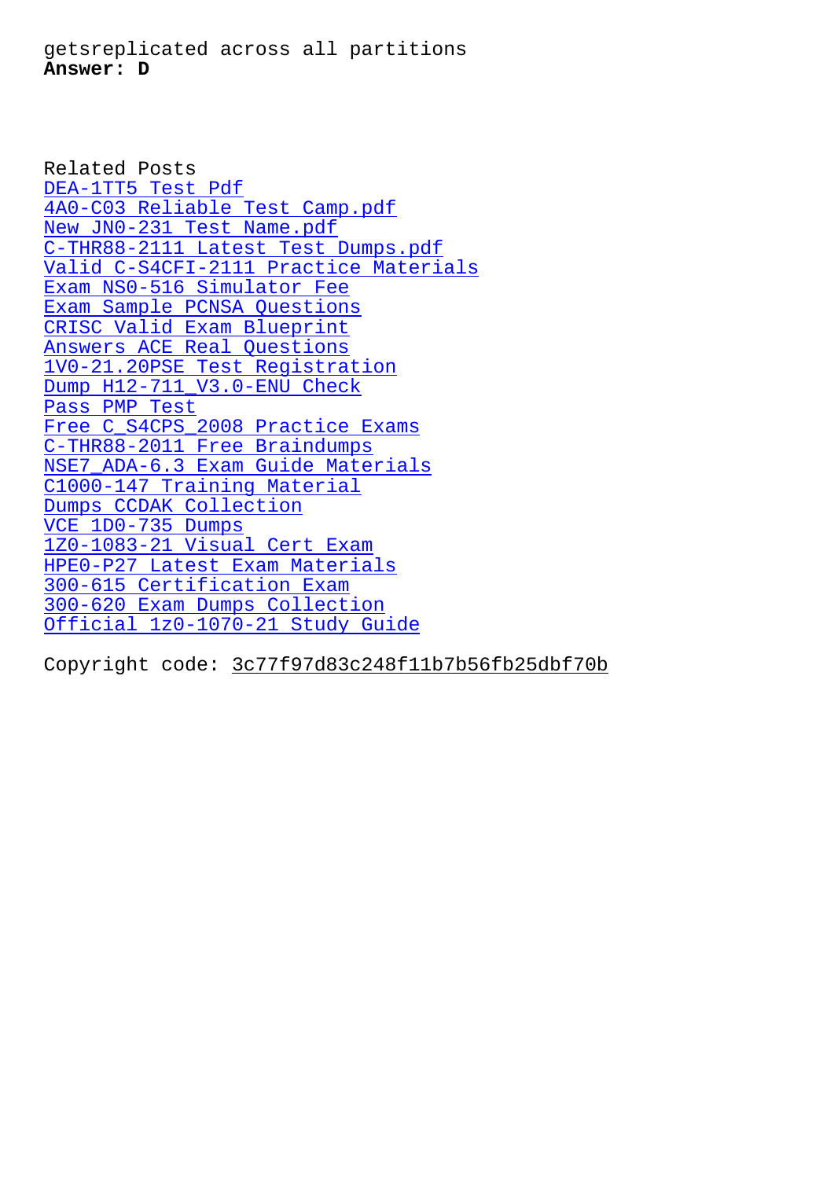getsreplicated across all partitions
**Answer: D**

Related Posts
DEA-1TT5 Test Pdf
4A0-C03 Reliable Test Camp.pdf
New JN0-231 Test Name.pdf
C-THR88-2111 Latest Test Dumps.pdf
Valid C-S4CFI-2111 Practice Materials
Exam NS0-516 Simulator Fee
Exam Sample PCNSA Questions
CRISC Valid Exam Blueprint
Answers ACE Real Questions
1V0-21.20PSE Test Registration
Dump H12-711_V3.0-ENU Check
Pass PMP Test
Free C_S4CPS_2008 Practice Exams
C-THR88-2011 Free Braindumps
NSE7_ADA-6.3 Exam Guide Materials
C1000-147 Training Material
Dumps CCDAK Collection
VCE 1D0-735 Dumps
1Z0-1083-21 Visual Cert Exam
HPE0-P27 Latest Exam Materials
300-615 Certification Exam
300-620 Exam Dumps Collection
Official 1z0-1070-21 Study Guide

Copyright code: 3c77f97d83c248f11b7b56fb25dbf70b